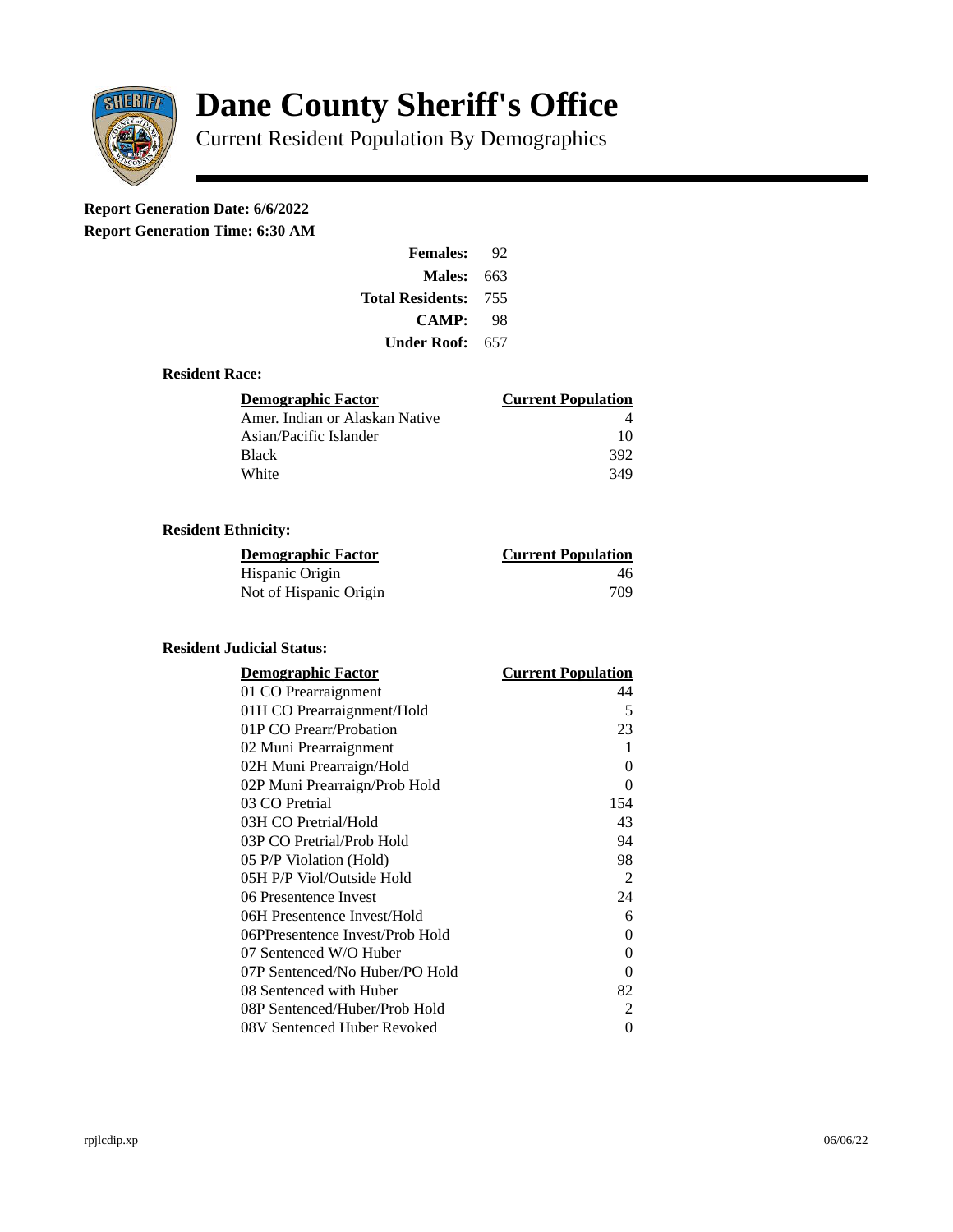# Dane County Sheriff's Office

Current Resident Population By Demographics

**Report Generation Date: 6/6/2022**
**Report Generation Time: 6:30 AM**

| | |
|---|---|
| **Females:** | 92 |
| **Males:** | 663 |
| **Total Residents:** | 755 |
| **CAMP:** | 98 |
| **Under Roof:** | 657 |

### Resident Race:

| Demographic Factor | Current Population |
|---|---|
| Amer. Indian or Alaskan Native | 4 |
| Asian/Pacific Islander | 10 |
| Black | 392 |
| White | 349 |

### Resident Ethnicity:

| Demographic Factor | Current Population |
|---|---|
| Hispanic Origin | 46 |
| Not of Hispanic Origin | 709 |

### Resident Judicial Status:

| Demographic Factor | Current Population |
|---|---|
| 01 CO Prearraignment | 44 |
| 01H CO Prearraignment/Hold | 5 |
| 01P CO Prearr/Probation | 23 |
| 02 Muni Prearraignment | 1 |
| 02H Muni Prearraign/Hold | 0 |
| 02P Muni Prearraign/Prob Hold | 0 |
| 03 CO Pretrial | 154 |
| 03H CO Pretrial/Hold | 43 |
| 03P CO Pretrial/Prob Hold | 94 |
| 05 P/P Violation (Hold) | 98 |
| 05H P/P Viol/Outside Hold | 2 |
| 06 Presentence Invest | 24 |
| 06H Presentence Invest/Hold | 6 |
| 06PPresentence Invest/Prob Hold | 0 |
| 07 Sentenced W/O Huber | 0 |
| 07P Sentenced/No Huber/PO Hold | 0 |
| 08 Sentenced with Huber | 82 |
| 08P Sentenced/Huber/Prob Hold | 2 |
| 08V Sentenced Huber Revoked | 0 |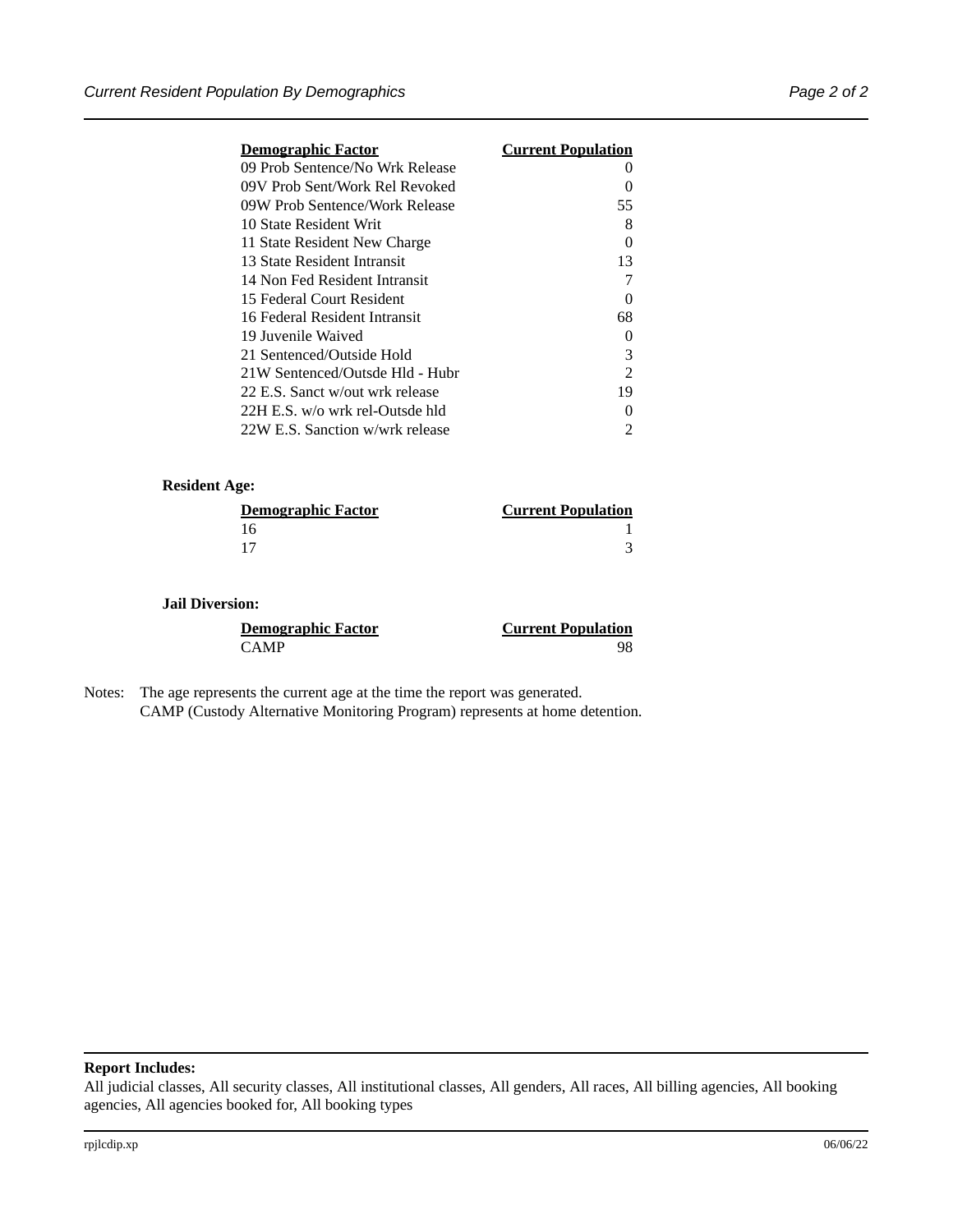| Demographic Factor | Current Population |
|---|---|
| 09 Prob Sentence/No Wrk Release | 0 |
| 09V Prob Sent/Work Rel Revoked | 0 |
| 09W Prob Sentence/Work Release | 55 |
| 10 State Resident Writ | 8 |
| 11 State Resident New Charge | 0 |
| 13 State Resident Intransit | 13 |
| 14 Non Fed Resident Intransit | 7 |
| 15 Federal Court Resident | 0 |
| 16 Federal Resident Intransit | 68 |
| 19 Juvenile Waived | 0 |
| 21 Sentenced/Outside Hold | 3 |
| 21W Sentenced/Outsde Hld - Hubr | 2 |
| 22 E.S. Sanct w/out wrk release | 19 |
| 22H E.S. w/o wrk rel-Outsde hld | 0 |
| 22W E.S. Sanction w/wrk release | 2 |

**Resident Age:**

| Demographic Factor | Current Population |
|---|---|
| 16 | 1 |
| 17 | 3 |

**Jail Diversion:**

| Demographic Factor | Current Population |
|---|---|
| CAMP | 98 |

Notes: The age represents the current age at the time the report was generated.
CAMP (Custody Alternative Monitoring Program) represents at home detention.

**Report Includes:**
All judicial classes, All security classes, All institutional classes, All genders, All races, All billing agencies, All booking agencies, All agencies booked for, All booking types

rpjlcdip.xp 06/06/22